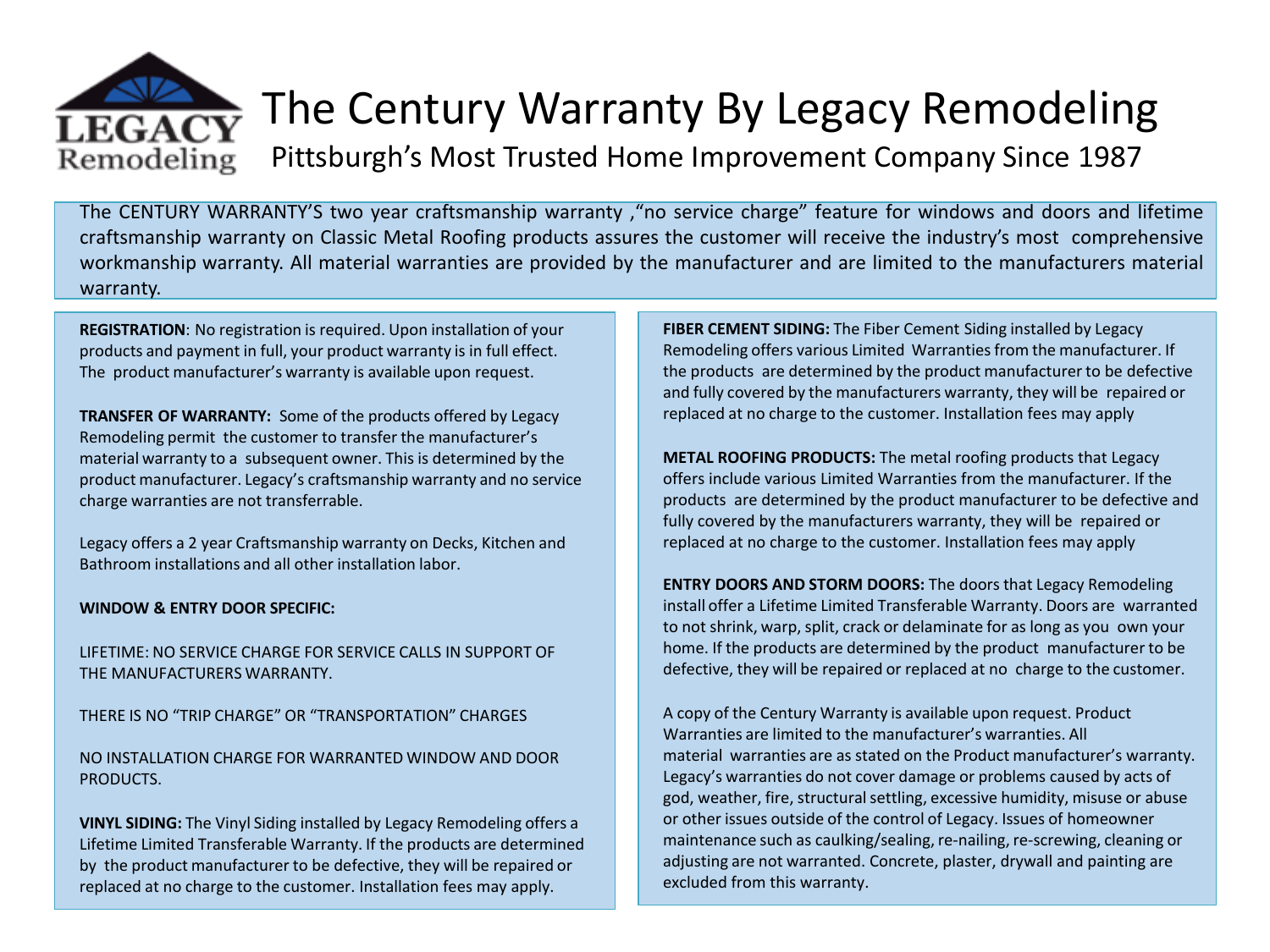# The Century Warranty By Legacy Remodeling

## Pittsburgh's Most Trusted Home Improvement Company Since 1987

The CENTURY WARRANTY'S two year craftsmanship warranty ,"no service charge" feature for windows and doors and lifetime craftsmanship warranty on Classic Metal Roofing products assures the customer will receive the industry's most comprehensive workmanship warranty. All material warranties are provided by the manufacturer and are limited to the manufacturers material warranty.

**REGISTRATION**: No registration is required. Upon installation of your products and payment in full, your product warranty is in full effect. The product manufacturer's warranty is available upon request.

**TRANSFER OF WARRANTY:** Some of the products offered by Legacy Remodeling permit the customer to transfer the manufacturer's material warranty to a subsequent owner. This is determined by the product manufacturer. Legacy's craftsmanship warranty and no service charge warranties are not transferrable.

Legacy offers a 2 year Craftsmanship warranty on Decks, Kitchen and Bathroom installations and all other installation labor.

**WINDOW & ENTRY DOOR SPECIFIC:**

LIFETIME: NO SERVICE CHARGE FOR SERVICE CALLS IN SUPPORT OF THE MANUFACTURERS WARRANTY.

THERE IS NO "TRIP CHARGE" OR "TRANSPORTATION" CHARGES

NO INSTALLATION CHARGE FOR WARRANTED WINDOW AND DOOR PRODUCTS.

**VINYL SIDING:** The Vinyl Siding installed by Legacy Remodeling offers a Lifetime Limited Transferable Warranty. If the products are determined by the product manufacturer to be defective, they will be repaired or replaced at no charge to the customer. Installation fees may apply.

**FIBER CEMENT SIDING:** The Fiber Cement Siding installed by Legacy Remodeling offers various Limited Warranties from the manufacturer. If the products are determined by the product manufacturer to be defective and fully covered by the manufacturers warranty, they will be repaired or replaced at no charge to the customer. Installation fees may apply

**METAL ROOFING PRODUCTS:** The metal roofing products that Legacy offers include various Limited Warranties from the manufacturer. If the products are determined by the product manufacturer to be defective and fully covered by the manufacturers warranty, they will be repaired or replaced at no charge to the customer. Installation fees may apply

**ENTRY DOORS AND STORM DOORS:** The doors that Legacy Remodeling install offer a Lifetime Limited Transferable Warranty. Doors are warranted to not shrink, warp, split, crack or delaminate for as long as you own your home. If the products are determined by the product manufacturer to be defective, they will be repaired or replaced at no charge to the customer.

A copy of the Century Warranty is available upon request. Product Warranties are limited to the manufacturer's warranties. All material warranties are as stated on the Product manufacturer's warranty. Legacy's warranties do not cover damage or problems caused by acts of god, weather, fire, structural settling, excessive humidity, misuse or abuse or other issues outside of the control of Legacy. Issues of homeowner maintenance such as caulking/sealing, re-nailing, re-screwing, cleaning or adjusting are not warranted. Concrete, plaster, drywall and painting are excluded from this warranty.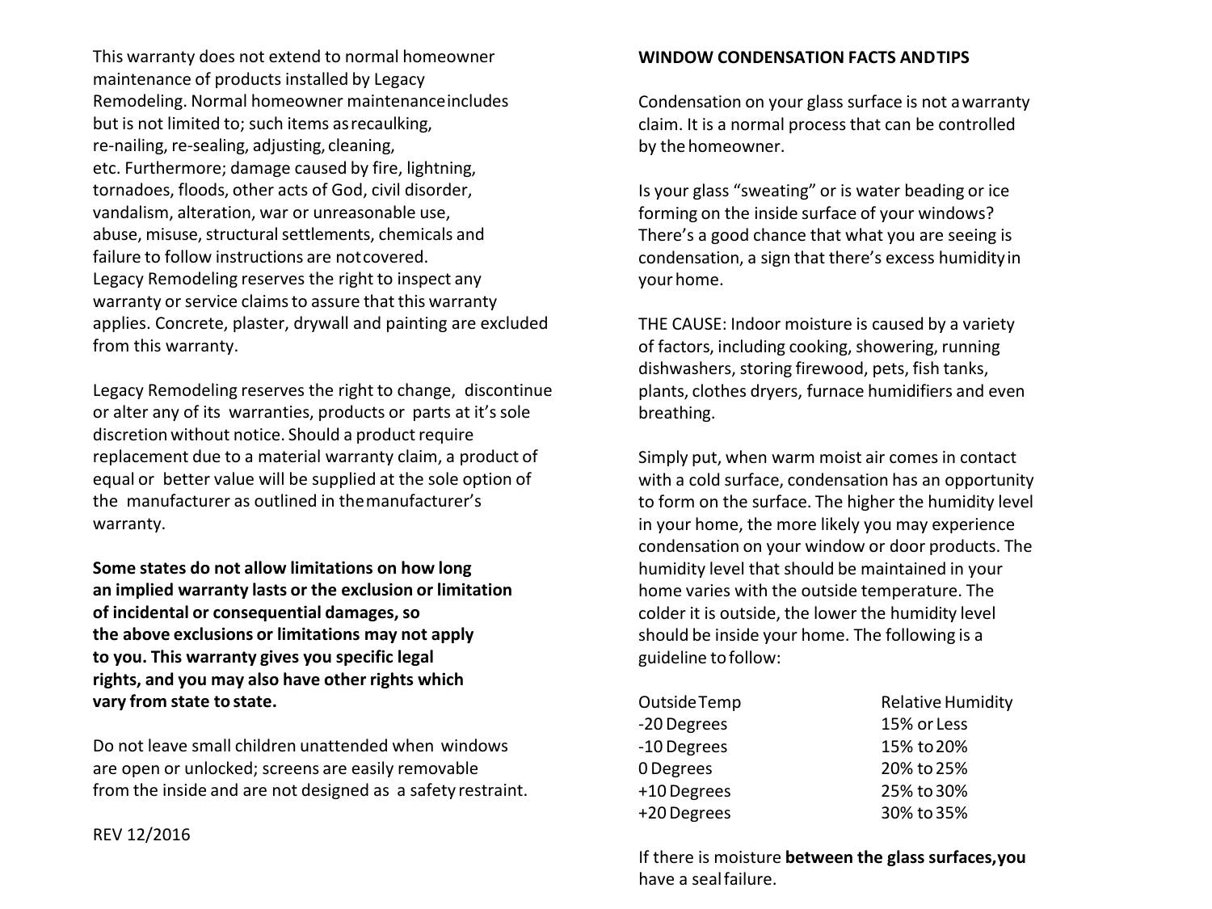This warranty does not extend to normal homeowner maintenance of products installed by Legacy Remodeling. Normal homeowner maintenance includes but is not limited to; such items as recaulking, re-nailing, re-sealing, adjusting, cleaning, etc. Furthermore; damage caused by fire, lightning, tornadoes, floods, other acts of God, civil disorder, vandalism, alteration, war or unreasonable use, abuse, misuse, structural settlements, chemicals and failure to follow instructions are not covered. Legacy Remodeling reserves the right to inspect any warranty or service claims to assure that this warranty applies. Concrete, plaster, drywall and painting are excluded from this warranty.

Legacy Remodeling reserves the right to change, discontinue or alter any of its warranties, products or parts at it's sole discretion without notice. Should a product require replacement due to a material warranty claim, a product of equal or better value will be supplied at the sole option of the manufacturer as outlined in the manufacturer's warranty.

**Some states do not allow limitations on how long an implied warranty lasts or the exclusion or limitation of incidental or consequential damages, so the above exclusions or limitations may not apply to you. This warranty gives you specific legal rights, and you may also have other rights which vary from state to state.**

Do not leave small children unattended when windows are open or unlocked; screens are easily removable from the inside and are not designed as a safety restraint.

REV 12/2016

**WINDOW CONDENSATION FACTS AND TIPS**

Condensation on your glass surface is not a warranty claim. It is a normal process that can be controlled by the homeowner.

Is your glass "sweating" or is water beading or ice forming on the inside surface of your windows? There's a good chance that what you are seeing is condensation, a sign that there's excess humidity in your home.

THE CAUSE: Indoor moisture is caused by a variety of factors, including cooking, showering, running dishwashers, storing firewood, pets, fish tanks, plants, clothes dryers, furnace humidifiers and even breathing.

Simply put, when warm moist air comes in contact with a cold surface, condensation has an opportunity to form on the surface. The higher the humidity level in your home, the more likely you may experience condensation on your window or door products. The humidity level that should be maintained in your home varies with the outside temperature. The colder it is outside, the lower the humidity level should be inside your home. The following is a guideline to follow:

| Outside Temp | Relative Humidity |
|---|---|
| -20 Degrees | 15% or Less |
| -10 Degrees | 15% to 20% |
| 0 Degrees | 20% to 25% |
| +10 Degrees | 25% to 30% |
| +20 Degrees | 30% to 35% |

If there is moisture **between the glass surfaces, you** have a seal failure.